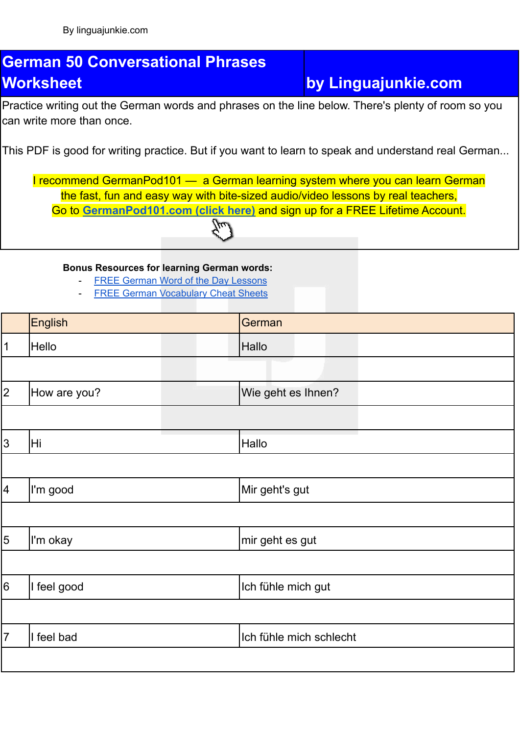By linguajunkie.com

# German 50 Conversational Phrases Worksheet by Linguajunkie.com

Practice writing out the German words and phrases on the line below. There's plenty of room so you can write more than once.

This PDF is good for writing practice. But if you want to learn to speak and understand real German...

I recommend GermanPod101 — a German learning system where you can learn German the fast, fun and easy way with bite-sized audio/video lessons by real teachers, Go to **GermanPod101.com (click here)** and sign up for a FREE Lifetime Account.

**Bonus Resources for learning German words:**

- FREE German Word of the Day Lessons
- FREE German Vocabulary Cheat Sheets

| | English | German |
|---|---|---|
| 1 | Hello | Hallo |
| | | |
| 2 | How are you? | Wie geht es Ihnen? |
| | | |
| 3 | Hi | Hallo |
| | | |
| 4 | I'm good | Mir geht's gut |
| | | |
| 5 | I'm okay | mir geht es gut |
| | | |
| 6 | I feel good | Ich fühle mich gut |
| | | |
| 7 | I feel bad | Ich fühle mich schlecht |
| | | |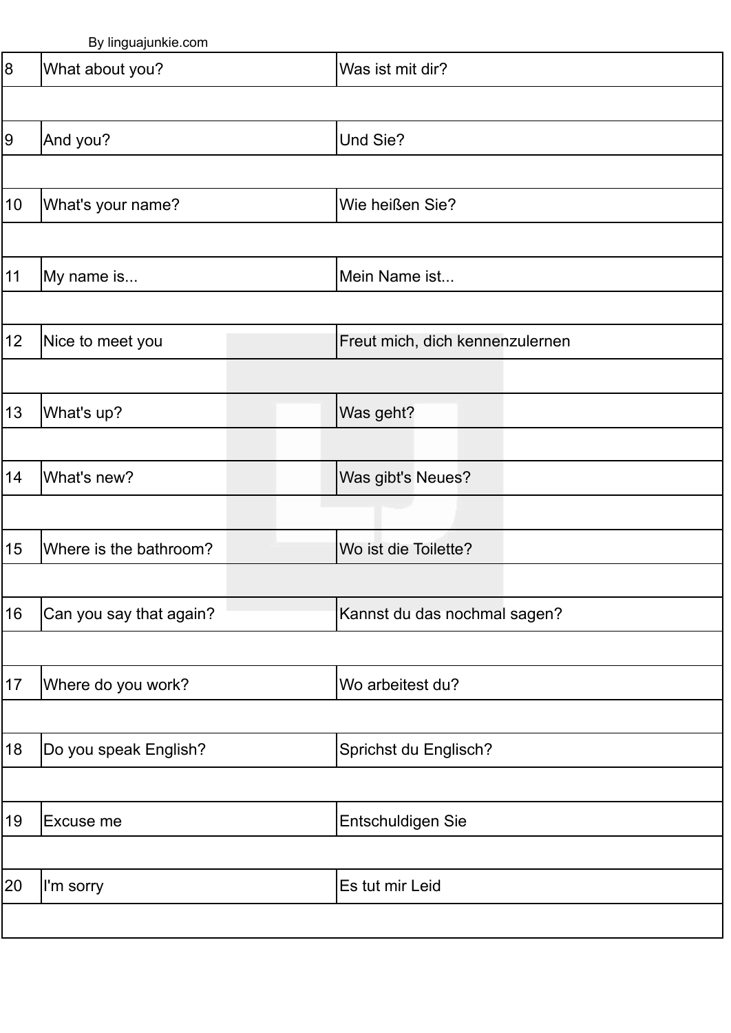| 8 | What about you? | Was ist mit dir? |
|---|---|---|
| 9 | And you? | Und Sie? |
| 10 | What's your name? | Wie heißen Sie? |
| 11 | My name is... | Mein Name ist... |
| 12 | Nice to meet you | Freut mich, dich kennenzulernen |
| 13 | What's up? | Was geht? |
| 14 | What's new? | Was gibt's Neues? |
| 15 | Where is the bathroom? | Wo ist die Toilette? |
| 16 | Can you say that again? | Kannst du das nochmal sagen? |
| 17 | Where do you work? | Wo arbeitest du? |
| 18 | Do you speak English? | Sprichst du Englisch? |
| 19 | Excuse me | Entschuldigen Sie |
| 20 | I'm sorry | Es tut mir Leid |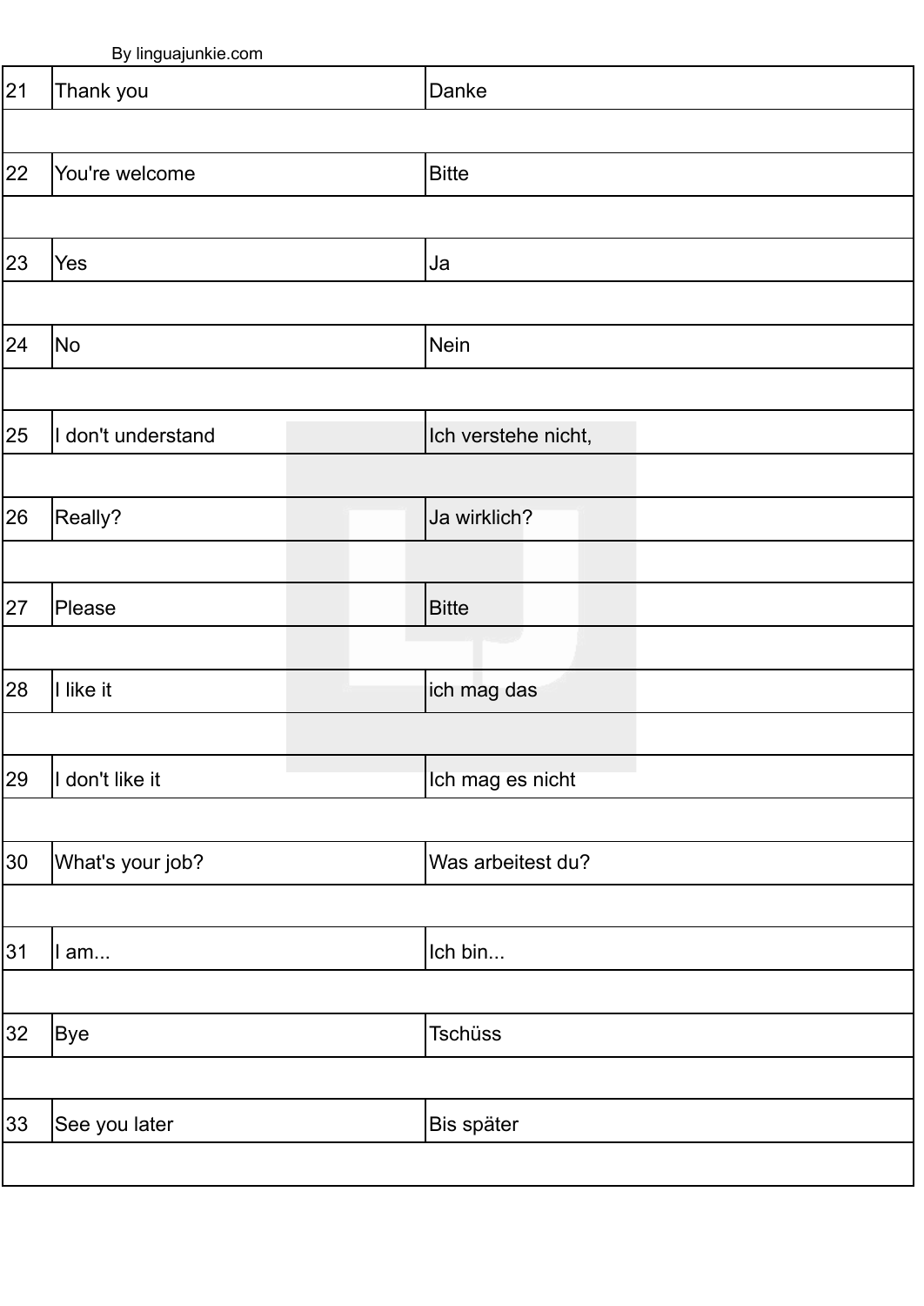| | | |
|---|---|---|
| 21 | Thank you | Danke |
| | | |
| 22 | You're welcome | Bitte |
| | | |
| 23 | Yes | Ja |
| | | |
| 24 | No | Nein |
| | | |
| 25 | I don't understand | Ich verstehe nicht, |
| | | |
| 26 | Really? | Ja wirklich? |
| | | |
| 27 | Please | Bitte |
| | | |
| 28 | I like it | ich mag das |
| | | |
| 29 | I don't like it | Ich mag es nicht |
| | | |
| 30 | What's your job? | Was arbeitest du? |
| | | |
| 31 | I am... | Ich bin... |
| | | |
| 32 | Bye | Tschüss |
| | | |
| 33 | See you later | Bis später |
| | | |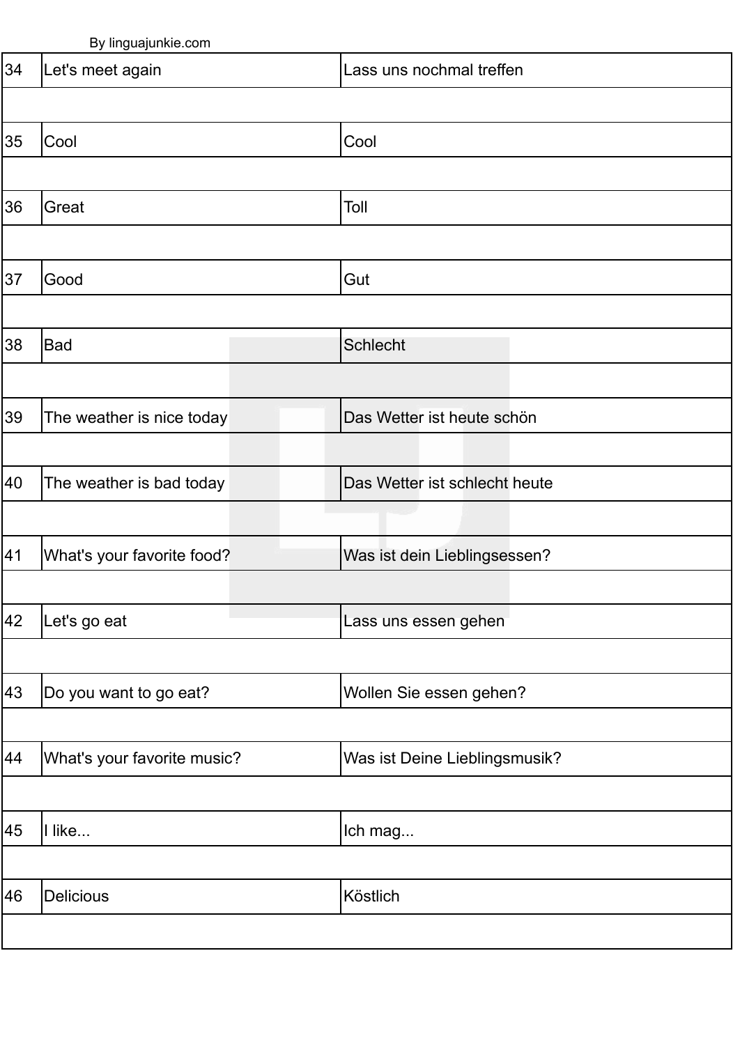By linguajunkie.com

| | | |
|---|---|---|
| 34 | Let's meet again | Lass uns nochmal treffen |
| | | |
| 35 | Cool | Cool |
| | | |
| 36 | Great | Toll |
| | | |
| 37 | Good | Gut |
| | | |
| 38 | Bad | Schlecht |
| | | |
| 39 | The weather is nice today | Das Wetter ist heute schön |
| | | |
| 40 | The weather is bad today | Das Wetter ist schlecht heute |
| | | |
| 41 | What's your favorite food? | Was ist dein Lieblingsessen? |
| | | |
| 42 | Let's go eat | Lass uns essen gehen |
| | | |
| 43 | Do you want to go eat? | Wollen Sie essen gehen? |
| | | |
| 44 | What's your favorite music? | Was ist Deine Lieblingsmusik? |
| | | |
| 45 | I like... | Ich mag... |
| | | |
| 46 | Delicious | Köstlich |
| | | |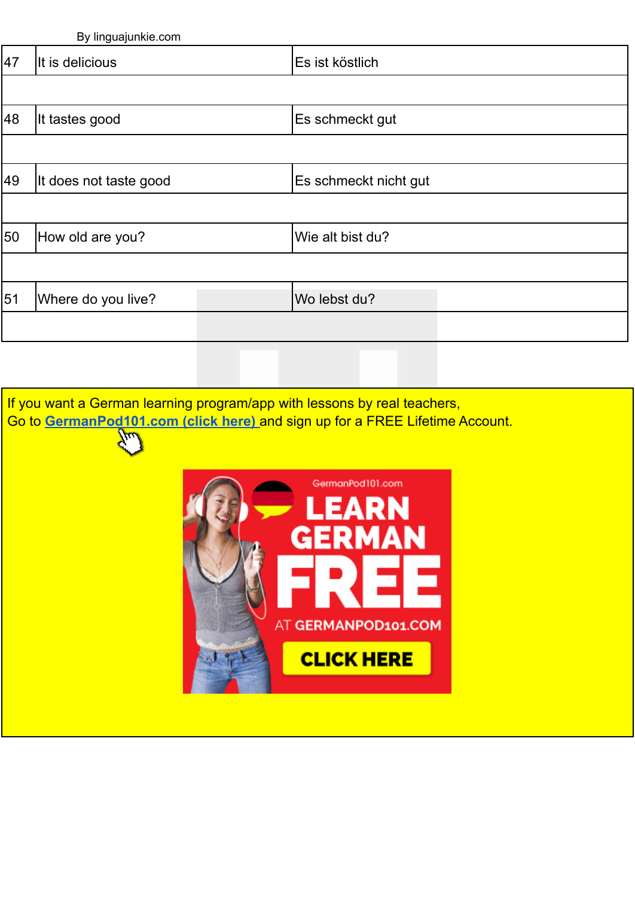By linguajunkie.com

| | | |
|---|---|---|
| 47 | It is delicious | Es ist köstlich |
| | | |
| 48 | It tastes good | Es schmeckt gut |
| | | |
| 49 | It does not taste good | Es schmeckt nicht gut |
| | | |
| 50 | How old are you? | Wie alt bist du? |
| | | |
| 51 | Where do you live? | Wo lebst du? |
| | | |

If you want a German learning program/app with lessons by real teachers,
Go to **GermanPod101.com (click here)** and sign up for a FREE Lifetime Account.